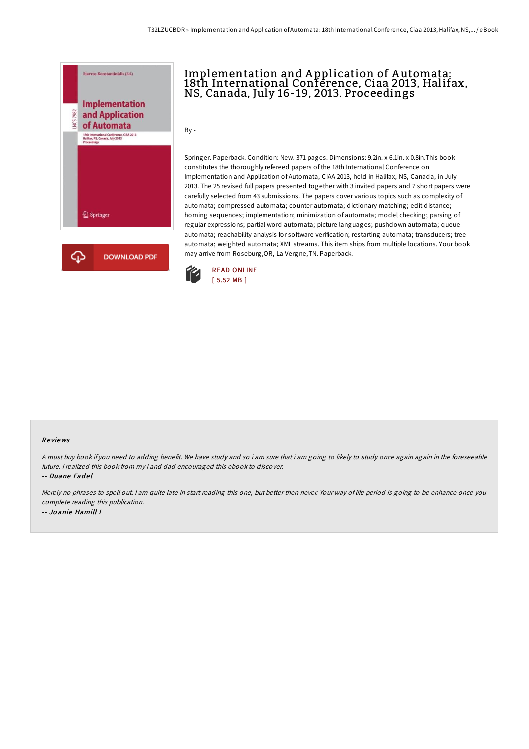# Implementation and Application of Automata: 18th International Conference, Ciaa 2013, Halifax, NS, Canada, July 16-19, 2013. Proceedings

By -

Springer. Paperback. Condition: New. 371 pages. Dimensions: 9.2in. x 6.1in. x 0.8in.This book constitutes the thoroughly refereed papers of the 18th International Conference on Implementation and Application of Automata, CIAA 2013, held in Halifax, NS, Canada, in July 2013. The 25 revised full papers presented together with 3 invited papers and 7 short papers were carefully selected from 43 submissions. The papers cover various topics such as complexity of automata; compressed automata; counter automata; dictionary matching; edit distance; homing sequences; implementation; minimization of automata; model checking; parsing of regular expressions; partial word automata; picture languages; pushdown automata; queue automata; reachability analysis for software verification; restarting automata; transducers; tree automata; weighted automata; XML streams. This item ships from multiple locations. Your book may arrive from Roseburg,OR, La Vergne,TN. Paperback.

DOWNLOAD PDF

READ ONLINE
[ 5.52 MB ]

## Reviews

*A must buy book if you need to adding benefit. We have study and so i am sure that i am going to likely to study once again again in the foreseeable future. I realized this book from my i and dad encouraged this ebook to discover.*

-- ***Duane Fadel***

*Merely no phrases to spell out. I am quite late in start reading this one, but better then never. Your way of life period is going to be enhance once you complete reading this publication.*

-- ***Joanie Hamill I***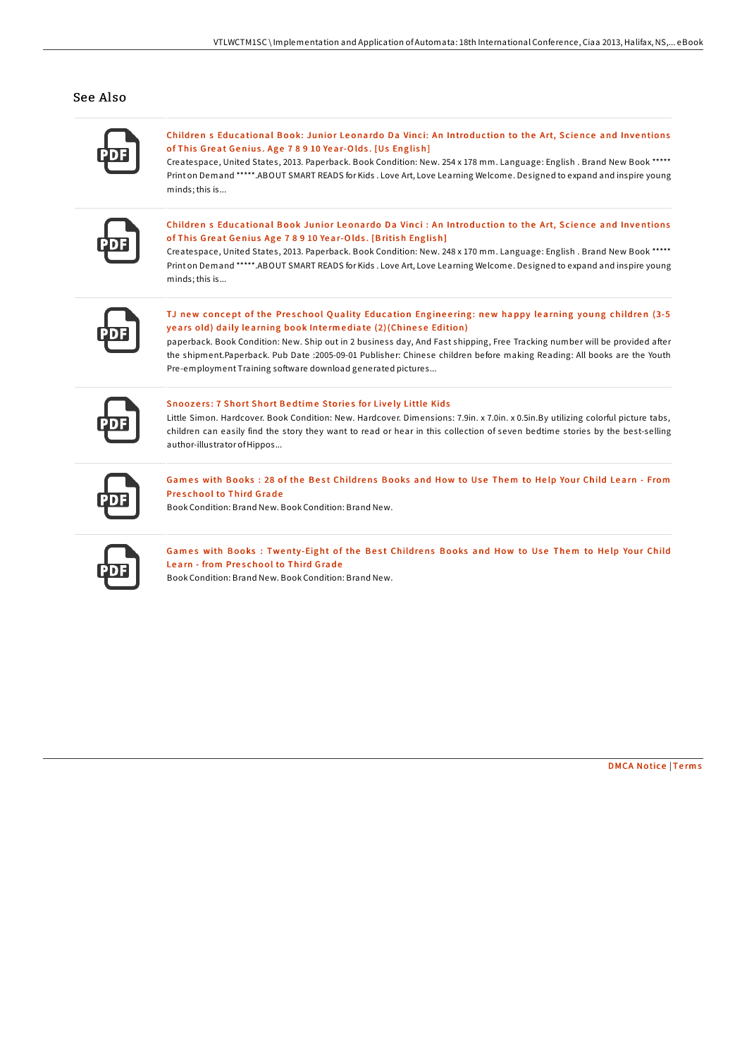## See Also

**Children s Educational Book: Junior Leonardo Da Vinci: An Introduction to the Art, Science and Inventions of This Great Genius. Age 7 8 9 10 Year-Olds. [Us English]**

Createspace, United States, 2013. Paperback. Book Condition: New. 254 x 178 mm. Language: English . Brand New Book ***** Print on Demand *****.ABOUT SMART READS for Kids . Love Art, Love Learning Welcome. Designed to expand and inspire young minds; this is...

**Children s Educational Book Junior Leonardo Da Vinci : An Introduction to the Art, Science and Inventions of This Great Genius Age 7 8 9 10 Year-Olds. [British English]**

Createspace, United States, 2013. Paperback. Book Condition: New. 248 x 170 mm. Language: English . Brand New Book ***** Print on Demand *****.ABOUT SMART READS for Kids . Love Art, Love Learning Welcome. Designed to expand and inspire young minds; this is...

**TJ new concept of the Preschool Quality Education Engineering: new happy learning young children (3-5 years old) daily learning book Intermediate (2)(Chinese Edition)**

paperback. Book Condition: New. Ship out in 2 business day, And Fast shipping, Free Tracking number will be provided after the shipment.Paperback. Pub Date :2005-09-01 Publisher: Chinese children before making Reading: All books are the Youth Pre-employment Training software download generated pictures...

**Snoozers: 7 Short Short Bedtime Stories for Lively Little Kids**

Little Simon. Hardcover. Book Condition: New. Hardcover. Dimensions: 7.9in. x 7.0in. x 0.5in.By utilizing colorful picture tabs, children can easily find the story they want to read or hear in this collection of seven bedtime stories by the best-selling author-illustrator of Hippos...

**Games with Books : 28 of the Best Childrens Books and How to Use Them to Help Your Child Learn - From Preschool to Third Grade**

Book Condition: Brand New. Book Condition: Brand New.

**Games with Books : Twenty-Eight of the Best Childrens Books and How to Use Them to Help Your Child Learn - from Preschool to Third Grade**

Book Condition: Brand New. Book Condition: Brand New.